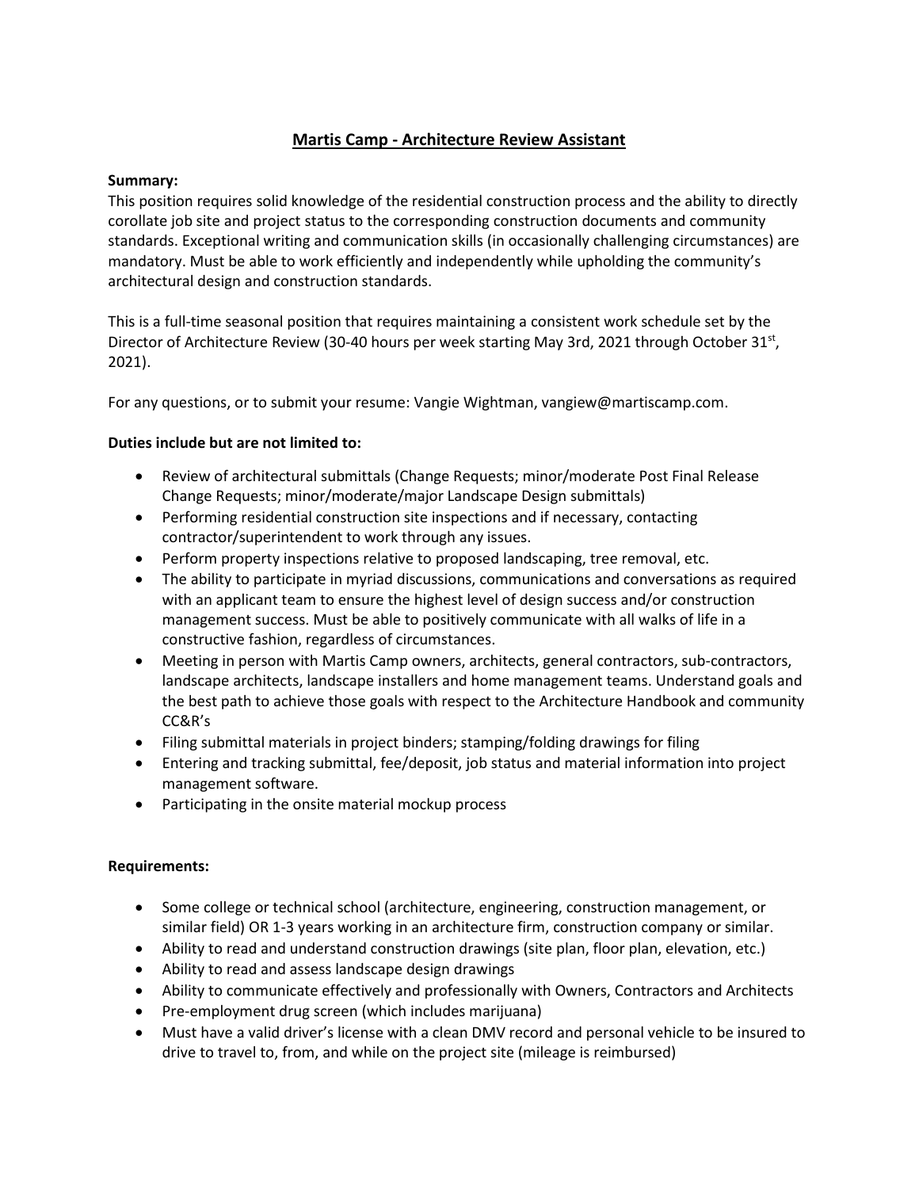# Martis Camp - Architecture Review Assistant

**Summary:**

This position requires solid knowledge of the residential construction process and the ability to directly corollate job site and project status to the corresponding construction documents and community standards. Exceptional writing and communication skills (in occasionally challenging circumstances) are mandatory. Must be able to work efficiently and independently while upholding the community's architectural design and construction standards.

This is a full-time seasonal position that requires maintaining a consistent work schedule set by the Director of Architecture Review (30-40 hours per week starting May 3rd, 2021 through October 31st, 2021).

For any questions, or to submit your resume: Vangie Wightman, vangiew@martiscamp.com.

**Duties include but are not limited to:**

- Review of architectural submittals (Change Requests; minor/moderate Post Final Release Change Requests; minor/moderate/major Landscape Design submittals)
- Performing residential construction site inspections and if necessary, contacting contractor/superintendent to work through any issues.
- Perform property inspections relative to proposed landscaping, tree removal, etc.
- The ability to participate in myriad discussions, communications and conversations as required with an applicant team to ensure the highest level of design success and/or construction management success. Must be able to positively communicate with all walks of life in a constructive fashion, regardless of circumstances.
- Meeting in person with Martis Camp owners, architects, general contractors, sub-contractors, landscape architects, landscape installers and home management teams. Understand goals and the best path to achieve those goals with respect to the Architecture Handbook and community CC&R's
- Filing submittal materials in project binders; stamping/folding drawings for filing
- Entering and tracking submittal, fee/deposit, job status and material information into project management software.
- Participating in the onsite material mockup process

**Requirements:**

- Some college or technical school (architecture, engineering, construction management, or similar field) OR 1-3 years working in an architecture firm, construction company or similar.
- Ability to read and understand construction drawings (site plan, floor plan, elevation, etc.)
- Ability to read and assess landscape design drawings
- Ability to communicate effectively and professionally with Owners, Contractors and Architects
- Pre-employment drug screen (which includes marijuana)
- Must have a valid driver's license with a clean DMV record and personal vehicle to be insured to drive to travel to, from, and while on the project site (mileage is reimbursed)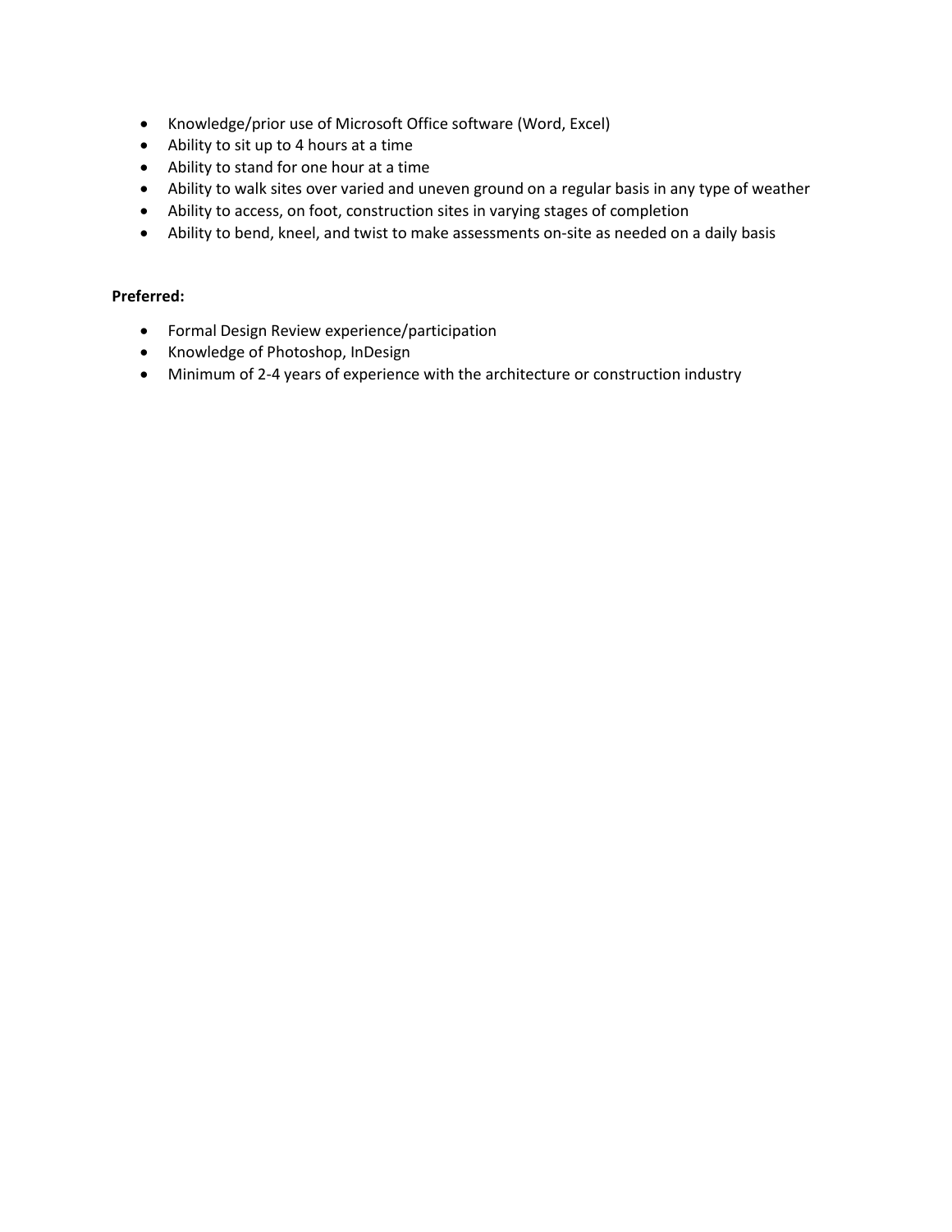- Knowledge/prior use of Microsoft Office software (Word, Excel)
- Ability to sit up to 4 hours at a time
- Ability to stand for one hour at a time
- Ability to walk sites over varied and uneven ground on a regular basis in any type of weather
- Ability to access, on foot, construction sites in varying stages of completion
- Ability to bend, kneel, and twist to make assessments on-site as needed on a daily basis

**Preferred:**

- Formal Design Review experience/participation
- Knowledge of Photoshop, InDesign
- Minimum of 2-4 years of experience with the architecture or construction industry